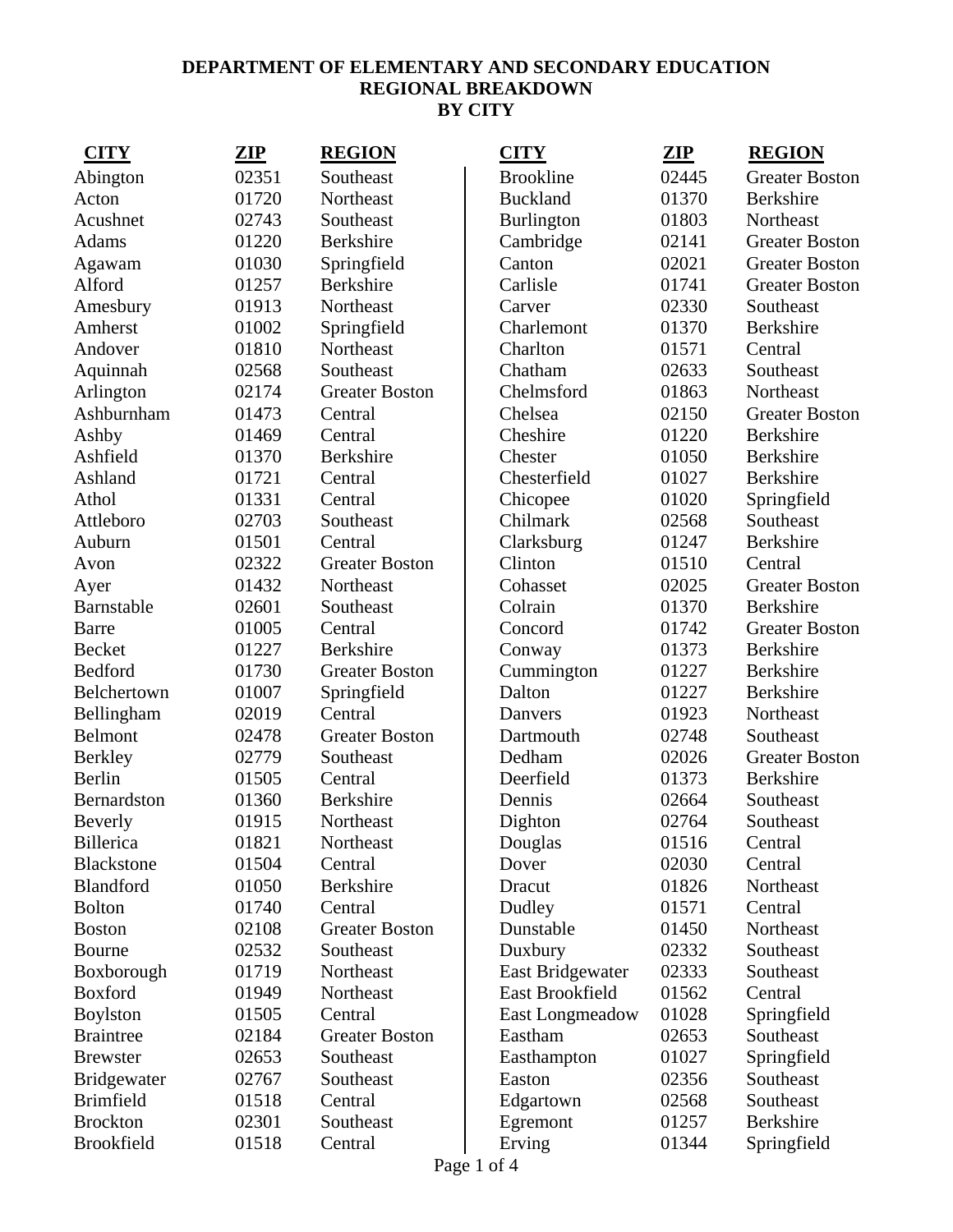# DEPARTMENT OF ELEMENTARY AND SECONDARY EDUCATION
## REGIONAL BREAKDOWN
## BY CITY

| CITY | ZIP | REGION |
|---|---|---|
| Abington | 02351 | Southeast |
| Acton | 01720 | Northeast |
| Acushnet | 02743 | Southeast |
| Adams | 01220 | Berkshire |
| Agawam | 01030 | Springfield |
| Alford | 01257 | Berkshire |
| Amesbury | 01913 | Northeast |
| Amherst | 01002 | Springfield |
| Andover | 01810 | Northeast |
| Aquinnah | 02568 | Southeast |
| Arlington | 02174 | Greater Boston |
| Ashburnham | 01473 | Central |
| Ashby | 01469 | Central |
| Ashfield | 01370 | Berkshire |
| Ashland | 01721 | Central |
| Athol | 01331 | Central |
| Attleboro | 02703 | Southeast |
| Auburn | 01501 | Central |
| Avon | 02322 | Greater Boston |
| Ayer | 01432 | Northeast |
| Barnstable | 02601 | Southeast |
| Barre | 01005 | Central |
| Becket | 01227 | Berkshire |
| Bedford | 01730 | Greater Boston |
| Belchertown | 01007 | Springfield |
| Bellingham | 02019 | Central |
| Belmont | 02478 | Greater Boston |
| Berkley | 02779 | Southeast |
| Berlin | 01505 | Central |
| Bernardston | 01360 | Berkshire |
| Beverly | 01915 | Northeast |
| Billerica | 01821 | Northeast |
| Blackstone | 01504 | Central |
| Blandford | 01050 | Berkshire |
| Bolton | 01740 | Central |
| Boston | 02108 | Greater Boston |
| Bourne | 02532 | Southeast |
| Boxborough | 01719 | Northeast |
| Boxford | 01949 | Northeast |
| Boylston | 01505 | Central |
| Braintree | 02184 | Greater Boston |
| Brewster | 02653 | Southeast |
| Bridgewater | 02767 | Southeast |
| Brimfield | 01518 | Central |
| Brockton | 02301 | Southeast |
| Brookfield | 01518 | Central |
| Brookline | 02445 | Greater Boston |
| Buckland | 01370 | Berkshire |
| Burlington | 01803 | Northeast |
| Cambridge | 02141 | Greater Boston |
| Canton | 02021 | Greater Boston |
| Carlisle | 01741 | Greater Boston |
| Carver | 02330 | Southeast |
| Charlemont | 01370 | Berkshire |
| Charlton | 01571 | Central |
| Chatham | 02633 | Southeast |
| Chelmsford | 01863 | Northeast |
| Chelsea | 02150 | Greater Boston |
| Cheshire | 01220 | Berkshire |
| Chester | 01050 | Berkshire |
| Chesterfield | 01027 | Berkshire |
| Chicopee | 01020 | Springfield |
| Chilmark | 02568 | Southeast |
| Clarksburg | 01247 | Berkshire |
| Clinton | 01510 | Central |
| Cohasset | 02025 | Greater Boston |
| Colrain | 01370 | Berkshire |
| Concord | 01742 | Greater Boston |
| Conway | 01373 | Berkshire |
| Cummington | 01227 | Berkshire |
| Dalton | 01227 | Berkshire |
| Danvers | 01923 | Northeast |
| Dartmouth | 02748 | Southeast |
| Dedham | 02026 | Greater Boston |
| Deerfield | 01373 | Berkshire |
| Dennis | 02664 | Southeast |
| Dighton | 02764 | Southeast |
| Douglas | 01516 | Central |
| Dover | 02030 | Central |
| Dracut | 01826 | Northeast |
| Dudley | 01571 | Central |
| Dunstable | 01450 | Northeast |
| Duxbury | 02332 | Southeast |
| East Bridgewater | 02333 | Southeast |
| East Brookfield | 01562 | Central |
| East Longmeadow | 01028 | Springfield |
| Eastham | 02653 | Southeast |
| Easthampton | 01027 | Springfield |
| Easton | 02356 | Southeast |
| Edgartown | 02568 | Southeast |
| Egremont | 01257 | Berkshire |
| Erving | 01344 | Springfield |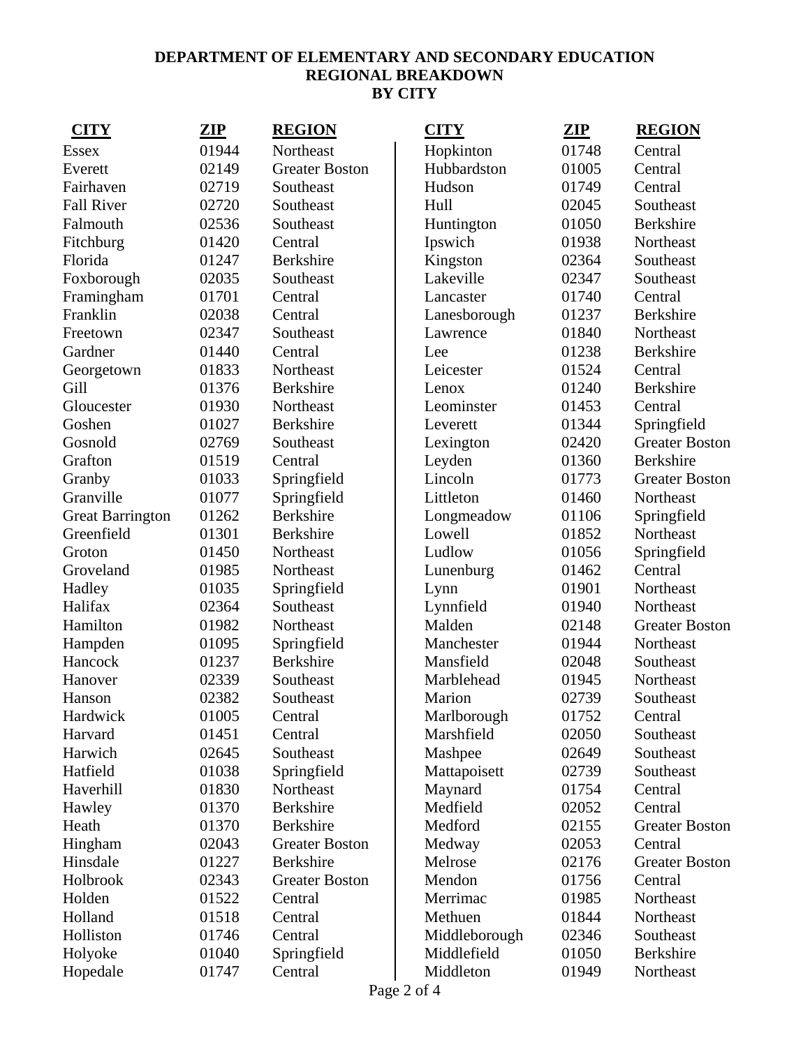# DEPARTMENT OF ELEMENTARY AND SECONDARY EDUCATION
## REGIONAL BREAKDOWN
## BY CITY

| CITY | ZIP | REGION |
|---|---|---|
| Essex | 01944 | Northeast |
| Everett | 02149 | Greater Boston |
| Fairhaven | 02719 | Southeast |
| Fall River | 02720 | Southeast |
| Falmouth | 02536 | Southeast |
| Fitchburg | 01420 | Central |
| Florida | 01247 | Berkshire |
| Foxborough | 02035 | Southeast |
| Framingham | 01701 | Central |
| Franklin | 02038 | Central |
| Freetown | 02347 | Southeast |
| Gardner | 01440 | Central |
| Georgetown | 01833 | Northeast |
| Gill | 01376 | Berkshire |
| Gloucester | 01930 | Northeast |
| Goshen | 01027 | Berkshire |
| Gosnold | 02769 | Southeast |
| Grafton | 01519 | Central |
| Granby | 01033 | Springfield |
| Granville | 01077 | Springfield |
| Great Barrington | 01262 | Berkshire |
| Greenfield | 01301 | Berkshire |
| Groton | 01450 | Northeast |
| Groveland | 01985 | Northeast |
| Hadley | 01035 | Springfield |
| Halifax | 02364 | Southeast |
| Hamilton | 01982 | Northeast |
| Hampden | 01095 | Springfield |
| Hancock | 01237 | Berkshire |
| Hanover | 02339 | Southeast |
| Hanson | 02382 | Southeast |
| Hardwick | 01005 | Central |
| Harvard | 01451 | Central |
| Harwich | 02645 | Southeast |
| Hatfield | 01038 | Springfield |
| Haverhill | 01830 | Northeast |
| Hawley | 01370 | Berkshire |
| Heath | 01370 | Berkshire |
| Hingham | 02043 | Greater Boston |
| Hinsdale | 01227 | Berkshire |
| Holbrook | 02343 | Greater Boston |
| Holden | 01522 | Central |
| Holland | 01518 | Central |
| Holliston | 01746 | Central |
| Holyoke | 01040 | Springfield |
| Hopedale | 01747 | Central |
| Hopkinton | 01748 | Central |
| Hubbardston | 01005 | Central |
| Hudson | 01749 | Central |
| Hull | 02045 | Southeast |
| Huntington | 01050 | Berkshire |
| Ipswich | 01938 | Northeast |
| Kingston | 02364 | Southeast |
| Lakeville | 02347 | Southeast |
| Lancaster | 01740 | Central |
| Lanesborough | 01237 | Berkshire |
| Lawrence | 01840 | Northeast |
| Lee | 01238 | Berkshire |
| Leicester | 01524 | Central |
| Lenox | 01240 | Berkshire |
| Leominster | 01453 | Central |
| Leverett | 01344 | Springfield |
| Lexington | 02420 | Greater Boston |
| Leyden | 01360 | Berkshire |
| Lincoln | 01773 | Greater Boston |
| Littleton | 01460 | Northeast |
| Longmeadow | 01106 | Springfield |
| Lowell | 01852 | Northeast |
| Ludlow | 01056 | Springfield |
| Lunenburg | 01462 | Central |
| Lynn | 01901 | Northeast |
| Lynnfield | 01940 | Northeast |
| Malden | 02148 | Greater Boston |
| Manchester | 01944 | Northeast |
| Mansfield | 02048 | Southeast |
| Marblehead | 01945 | Northeast |
| Marion | 02739 | Southeast |
| Marlborough | 01752 | Central |
| Marshfield | 02050 | Southeast |
| Mashpee | 02649 | Southeast |
| Mattapoisett | 02739 | Southeast |
| Maynard | 01754 | Central |
| Medfield | 02052 | Central |
| Medford | 02155 | Greater Boston |
| Medway | 02053 | Central |
| Melrose | 02176 | Greater Boston |
| Mendon | 01756 | Central |
| Merrimac | 01985 | Northeast |
| Methuen | 01844 | Northeast |
| Middleborough | 02346 | Southeast |
| Middlefield | 01050 | Berkshire |
| Middleton | 01949 | Northeast |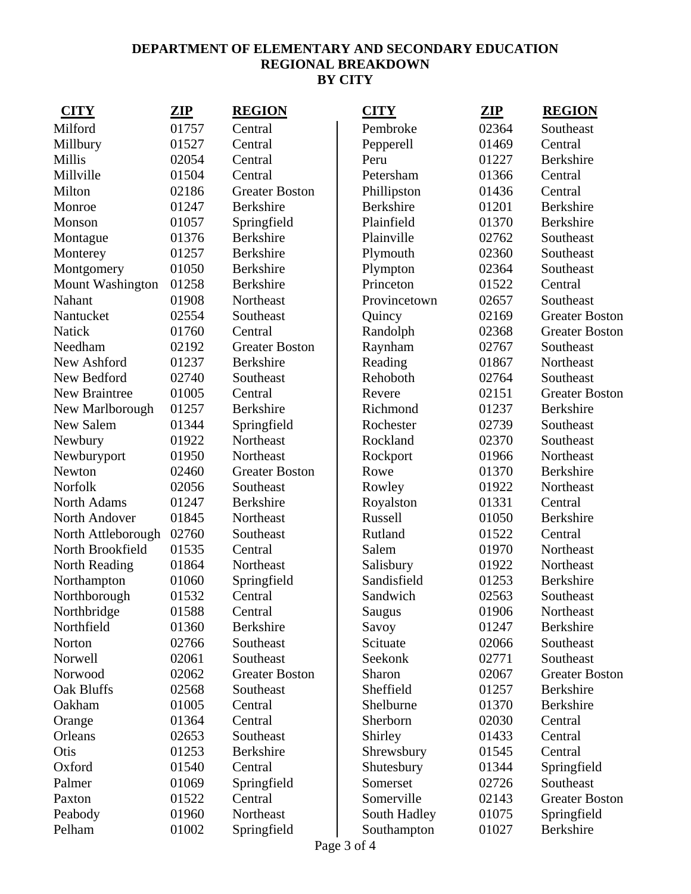**DEPARTMENT OF ELEMENTARY AND SECONDARY EDUCATION**
**REGIONAL BREAKDOWN**
**BY CITY**

| CITY | ZIP | REGION |
|---|---|---|
| Milford | 01757 | Central |
| Millbury | 01527 | Central |
| Millis | 02054 | Central |
| Millville | 01504 | Central |
| Milton | 02186 | Greater Boston |
| Monroe | 01247 | Berkshire |
| Monson | 01057 | Springfield |
| Montague | 01376 | Berkshire |
| Monterey | 01257 | Berkshire |
| Montgomery | 01050 | Berkshire |
| Mount Washington | 01258 | Berkshire |
| Nahant | 01908 | Northeast |
| Nantucket | 02554 | Southeast |
| Natick | 01760 | Central |
| Needham | 02192 | Greater Boston |
| New Ashford | 01237 | Berkshire |
| New Bedford | 02740 | Southeast |
| New Braintree | 01005 | Central |
| New Marlborough | 01257 | Berkshire |
| New Salem | 01344 | Springfield |
| Newbury | 01922 | Northeast |
| Newburyport | 01950 | Northeast |
| Newton | 02460 | Greater Boston |
| Norfolk | 02056 | Southeast |
| North Adams | 01247 | Berkshire |
| North Andover | 01845 | Northeast |
| North Attleborough | 02760 | Southeast |
| North Brookfield | 01535 | Central |
| North Reading | 01864 | Northeast |
| Northampton | 01060 | Springfield |
| Northborough | 01532 | Central |
| Northbridge | 01588 | Central |
| Northfield | 01360 | Berkshire |
| Norton | 02766 | Southeast |
| Norwell | 02061 | Southeast |
| Norwood | 02062 | Greater Boston |
| Oak Bluffs | 02568 | Southeast |
| Oakham | 01005 | Central |
| Orange | 01364 | Central |
| Orleans | 02653 | Southeast |
| Otis | 01253 | Berkshire |
| Oxford | 01540 | Central |
| Palmer | 01069 | Springfield |
| Paxton | 01522 | Central |
| Peabody | 01960 | Northeast |
| Pelham | 01002 | Springfield |
| Pembroke | 02364 | Southeast |
| Pepperell | 01469 | Central |
| Peru | 01227 | Berkshire |
| Petersham | 01366 | Central |
| Phillipston | 01436 | Central |
| Berkshire | 01201 | Berkshire |
| Plainfield | 01370 | Berkshire |
| Plainville | 02762 | Southeast |
| Plymouth | 02360 | Southeast |
| Plympton | 02364 | Southeast |
| Princeton | 01522 | Central |
| Provincetown | 02657 | Southeast |
| Quincy | 02169 | Greater Boston |
| Randolph | 02368 | Greater Boston |
| Raynham | 02767 | Southeast |
| Reading | 01867 | Northeast |
| Rehoboth | 02764 | Southeast |
| Revere | 02151 | Greater Boston |
| Richmond | 01237 | Berkshire |
| Rochester | 02739 | Southeast |
| Rockland | 02370 | Southeast |
| Rockport | 01966 | Northeast |
| Rowe | 01370 | Berkshire |
| Rowley | 01922 | Northeast |
| Royalston | 01331 | Central |
| Russell | 01050 | Berkshire |
| Rutland | 01522 | Central |
| Salem | 01970 | Northeast |
| Salisbury | 01922 | Northeast |
| Sandisfield | 01253 | Berkshire |
| Sandwich | 02563 | Southeast |
| Saugus | 01906 | Northeast |
| Savoy | 01247 | Berkshire |
| Scituate | 02066 | Southeast |
| Seekonk | 02771 | Southeast |
| Sharon | 02067 | Greater Boston |
| Sheffield | 01257 | Berkshire |
| Shelburne | 01370 | Berkshire |
| Sherborn | 02030 | Central |
| Shirley | 01433 | Central |
| Shrewsbury | 01545 | Central |
| Shutesbury | 01344 | Springfield |
| Somerset | 02726 | Southeast |
| Somerville | 02143 | Greater Boston |
| South Hadley | 01075 | Springfield |
| Southampton | 01027 | Berkshire |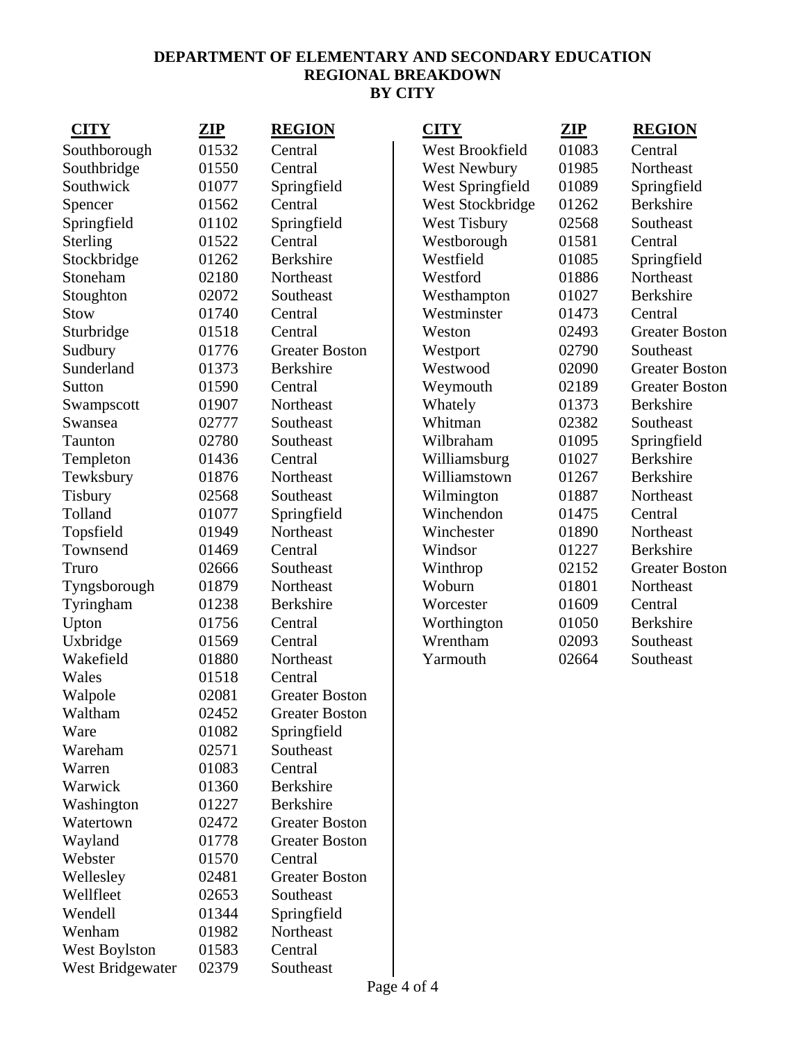**DEPARTMENT OF ELEMENTARY AND SECONDARY EDUCATION**
**REGIONAL BREAKDOWN**
**BY CITY**

| CITY | ZIP | REGION |
|---|---|---|
| Southborough | 01532 | Central |
| Southbridge | 01550 | Central |
| Southwick | 01077 | Springfield |
| Spencer | 01562 | Central |
| Springfield | 01102 | Springfield |
| Sterling | 01522 | Central |
| Stockbridge | 01262 | Berkshire |
| Stoneham | 02180 | Northeast |
| Stoughton | 02072 | Southeast |
| Stow | 01740 | Central |
| Sturbridge | 01518 | Central |
| Sudbury | 01776 | Greater Boston |
| Sunderland | 01373 | Berkshire |
| Sutton | 01590 | Central |
| Swampscott | 01907 | Northeast |
| Swansea | 02777 | Southeast |
| Taunton | 02780 | Southeast |
| Templeton | 01436 | Central |
| Tewksbury | 01876 | Northeast |
| Tisbury | 02568 | Southeast |
| Tolland | 01077 | Springfield |
| Topsfield | 01949 | Northeast |
| Townsend | 01469 | Central |
| Truro | 02666 | Southeast |
| Tyngsborough | 01879 | Northeast |
| Tyringham | 01238 | Berkshire |
| Upton | 01756 | Central |
| Uxbridge | 01569 | Central |
| Wakefield | 01880 | Northeast |
| Wales | 01518 | Central |
| Walpole | 02081 | Greater Boston |
| Waltham | 02452 | Greater Boston |
| Ware | 01082 | Springfield |
| Wareham | 02571 | Southeast |
| Warren | 01083 | Central |
| Warwick | 01360 | Berkshire |
| Washington | 01227 | Berkshire |
| Watertown | 02472 | Greater Boston |
| Wayland | 01778 | Greater Boston |
| Webster | 01570 | Central |
| Wellesley | 02481 | Greater Boston |
| Wellfleet | 02653 | Southeast |
| Wendell | 01344 | Springfield |
| Wenham | 01982 | Northeast |
| West Boylston | 01583 | Central |
| West Bridgewater | 02379 | Southeast |
| West Brookfield | 01083 | Central |
| West Newbury | 01985 | Northeast |
| West Springfield | 01089 | Springfield |
| West Stockbridge | 01262 | Berkshire |
| West Tisbury | 02568 | Southeast |
| Westborough | 01581 | Central |
| Westfield | 01085 | Springfield |
| Westford | 01886 | Northeast |
| Westhampton | 01027 | Berkshire |
| Westminster | 01473 | Central |
| Weston | 02493 | Greater Boston |
| Westport | 02790 | Southeast |
| Westwood | 02090 | Greater Boston |
| Weymouth | 02189 | Greater Boston |
| Whately | 01373 | Berkshire |
| Whitman | 02382 | Southeast |
| Wilbraham | 01095 | Springfield |
| Williamsburg | 01027 | Berkshire |
| Williamstown | 01267 | Berkshire |
| Wilmington | 01887 | Northeast |
| Winchendon | 01475 | Central |
| Winchester | 01890 | Northeast |
| Windsor | 01227 | Berkshire |
| Winthrop | 02152 | Greater Boston |
| Woburn | 01801 | Northeast |
| Worcester | 01609 | Central |
| Worthington | 01050 | Berkshire |
| Wrentham | 02093 | Southeast |
| Yarmouth | 02664 | Southeast |